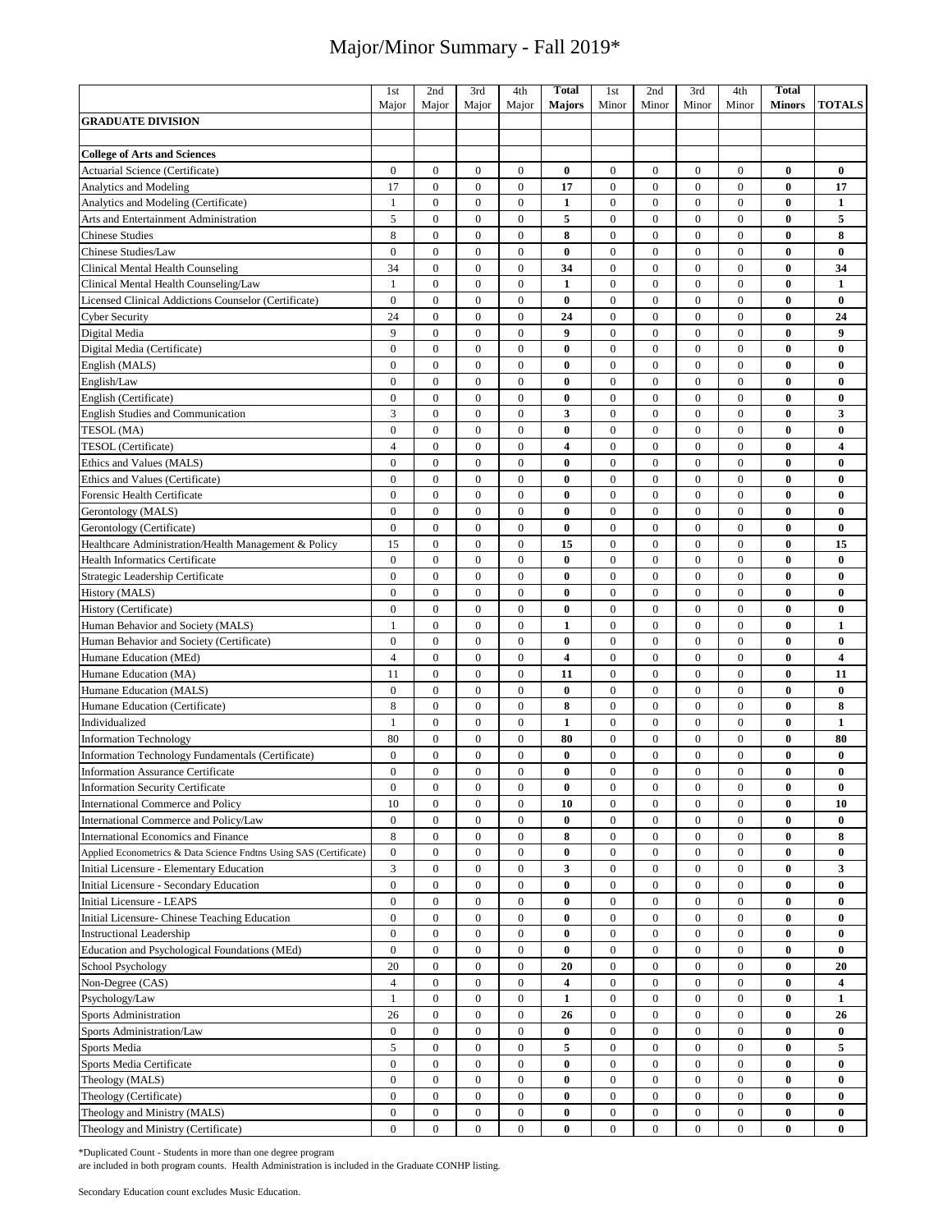# Major/Minor Summary - Fall 2019*

| | 1st Major | 2nd Major | 3rd Major | 4th Major | Total Majors | 1st Minor | 2nd Minor | 3rd Minor | 4th Minor | Total Minors | TOTALS |
|---|---|---|---|---|---|---|---|---|---|---|---|
| **GRADUATE DIVISION** | | | | | | | | | | | |
| | | | | | | | | | | | |
| **College of Arts and Sciences** | | | | | | | | | | | |
| Actuarial Science (Certificate) | 0 | 0 | 0 | 0 | **0** | 0 | 0 | 0 | 0 | **0** | **0** |
| Analytics and Modeling | 17 | 0 | 0 | 0 | **17** | 0 | 0 | 0 | 0 | **0** | **17** |
| Analytics and Modeling (Certificate) | 1 | 0 | 0 | 0 | **1** | 0 | 0 | 0 | 0 | **0** | **1** |
| Arts and Entertainment Administration | 5 | 0 | 0 | 0 | **5** | 0 | 0 | 0 | 0 | **0** | **5** |
| Chinese Studies | 8 | 0 | 0 | 0 | **8** | 0 | 0 | 0 | 0 | **0** | **8** |
| Chinese Studies/Law | 0 | 0 | 0 | 0 | **0** | 0 | 0 | 0 | 0 | **0** | **0** |
| Clinical Mental Health Counseling | 34 | 0 | 0 | 0 | **34** | 0 | 0 | 0 | 0 | **0** | **34** |
| Clinical Mental Health Counseling/Law | 1 | 0 | 0 | 0 | **1** | 0 | 0 | 0 | 0 | **0** | **1** |
| Licensed Clinical Addictions Counselor (Certificate) | 0 | 0 | 0 | 0 | **0** | 0 | 0 | 0 | 0 | **0** | **0** |
| Cyber Security | 24 | 0 | 0 | 0 | **24** | 0 | 0 | 0 | 0 | **0** | **24** |
| Digital Media | 9 | 0 | 0 | 0 | **9** | 0 | 0 | 0 | 0 | **0** | **9** |
| Digital Media (Certificate) | 0 | 0 | 0 | 0 | **0** | 0 | 0 | 0 | 0 | **0** | **0** |
| English (MALS) | 0 | 0 | 0 | 0 | **0** | 0 | 0 | 0 | 0 | **0** | **0** |
| English/Law | 0 | 0 | 0 | 0 | **0** | 0 | 0 | 0 | 0 | **0** | **0** |
| English (Certificate) | 0 | 0 | 0 | 0 | **0** | 0 | 0 | 0 | 0 | **0** | **0** |
| English Studies and Communication | 3 | 0 | 0 | 0 | **3** | 0 | 0 | 0 | 0 | **0** | **3** |
| TESOL (MA) | 0 | 0 | 0 | 0 | **0** | 0 | 0 | 0 | 0 | **0** | **0** |
| TESOL (Certificate) | 4 | 0 | 0 | 0 | **4** | 0 | 0 | 0 | 0 | **0** | **4** |
| Ethics and Values (MALS) | 0 | 0 | 0 | 0 | **0** | 0 | 0 | 0 | 0 | **0** | **0** |
| Ethics and Values (Certificate) | 0 | 0 | 0 | 0 | **0** | 0 | 0 | 0 | 0 | **0** | **0** |
| Forensic Health Certificate | 0 | 0 | 0 | 0 | **0** | 0 | 0 | 0 | 0 | **0** | **0** |
| Gerontology (MALS) | 0 | 0 | 0 | 0 | **0** | 0 | 0 | 0 | 0 | **0** | **0** |
| Gerontology (Certificate) | 0 | 0 | 0 | 0 | **0** | 0 | 0 | 0 | 0 | **0** | **0** |
| Healthcare Administration/Health Management & Policy | 15 | 0 | 0 | 0 | **15** | 0 | 0 | 0 | 0 | **0** | **15** |
| Health Informatics Certificate | 0 | 0 | 0 | 0 | **0** | 0 | 0 | 0 | 0 | **0** | **0** |
| Strategic Leadership Certificate | 0 | 0 | 0 | 0 | **0** | 0 | 0 | 0 | 0 | **0** | **0** |
| History (MALS) | 0 | 0 | 0 | 0 | **0** | 0 | 0 | 0 | 0 | **0** | **0** |
| History (Certificate) | 0 | 0 | 0 | 0 | **0** | 0 | 0 | 0 | 0 | **0** | **0** |
| Human Behavior and Society (MALS) | 1 | 0 | 0 | 0 | **1** | 0 | 0 | 0 | 0 | **0** | **1** |
| Human Behavior and Society (Certificate) | 0 | 0 | 0 | 0 | **0** | 0 | 0 | 0 | 0 | **0** | **0** |
| Humane Education (MEd) | 4 | 0 | 0 | 0 | **4** | 0 | 0 | 0 | 0 | **0** | **4** |
| Humane Education (MA) | 11 | 0 | 0 | 0 | **11** | 0 | 0 | 0 | 0 | **0** | **11** |
| Humane Education (MALS) | 0 | 0 | 0 | 0 | **0** | 0 | 0 | 0 | 0 | **0** | **0** |
| Humane Education (Certificate) | 8 | 0 | 0 | 0 | **8** | 0 | 0 | 0 | 0 | **0** | **8** |
| Individualized | 1 | 0 | 0 | 0 | **1** | 0 | 0 | 0 | 0 | **0** | **1** |
| Information Technology | 80 | 0 | 0 | 0 | **80** | 0 | 0 | 0 | 0 | **0** | **80** |
| Information Technology Fundamentals (Certificate) | 0 | 0 | 0 | 0 | **0** | 0 | 0 | 0 | 0 | **0** | **0** |
| Information Assurance Certificate | 0 | 0 | 0 | 0 | **0** | 0 | 0 | 0 | 0 | **0** | **0** |
| Information Security Certificate | 0 | 0 | 0 | 0 | **0** | 0 | 0 | 0 | 0 | **0** | **0** |
| International Commerce and Policy | 10 | 0 | 0 | 0 | **10** | 0 | 0 | 0 | 0 | **0** | **10** |
| International Commerce and Policy/Law | 0 | 0 | 0 | 0 | **0** | 0 | 0 | 0 | 0 | **0** | **0** |
| International Economics and Finance | 8 | 0 | 0 | 0 | **8** | 0 | 0 | 0 | 0 | **0** | **8** |
| Applied Econometrics & Data Science Fndtns Using SAS (Certificate) | 0 | 0 | 0 | 0 | **0** | 0 | 0 | 0 | 0 | **0** | **0** |
| Initial Licensure - Elementary Education | 3 | 0 | 0 | 0 | **3** | 0 | 0 | 0 | 0 | **0** | **3** |
| Initial Licensure - Secondary Education | 0 | 0 | 0 | 0 | **0** | 0 | 0 | 0 | 0 | **0** | **0** |
| Initial Licensure - LEAPS | 0 | 0 | 0 | 0 | **0** | 0 | 0 | 0 | 0 | **0** | **0** |
| Initial Licensure- Chinese Teaching Education | 0 | 0 | 0 | 0 | **0** | 0 | 0 | 0 | 0 | **0** | **0** |
| Instructional Leadership | 0 | 0 | 0 | 0 | **0** | 0 | 0 | 0 | 0 | **0** | **0** |
| Education and Psychological Foundations (MEd) | 0 | 0 | 0 | 0 | **0** | 0 | 0 | 0 | 0 | **0** | **0** |
| School Psychology | 20 | 0 | 0 | 0 | **20** | 0 | 0 | 0 | 0 | **0** | **20** |
| Non-Degree (CAS) | 4 | 0 | 0 | 0 | **4** | 0 | 0 | 0 | 0 | **0** | **4** |
| Psychology/Law | 1 | 0 | 0 | 0 | **1** | 0 | 0 | 0 | 0 | **0** | **1** |
| Sports Administration | 26 | 0 | 0 | 0 | **26** | 0 | 0 | 0 | 0 | **0** | **26** |
| Sports Administration/Law | 0 | 0 | 0 | 0 | **0** | 0 | 0 | 0 | 0 | **0** | **0** |
| Sports Media | 5 | 0 | 0 | 0 | **5** | 0 | 0 | 0 | 0 | **0** | **5** |
| Sports Media Certificate | 0 | 0 | 0 | 0 | **0** | 0 | 0 | 0 | 0 | **0** | **0** |
| Theology (MALS) | 0 | 0 | 0 | 0 | **0** | 0 | 0 | 0 | 0 | **0** | **0** |
| Theology (Certificate) | 0 | 0 | 0 | 0 | **0** | 0 | 0 | 0 | 0 | **0** | **0** |
| Theology and Ministry (MALS) | 0 | 0 | 0 | 0 | **0** | 0 | 0 | 0 | 0 | **0** | **0** |
| Theology and Ministry (Certificate) | 0 | 0 | 0 | 0 | **0** | 0 | 0 | 0 | 0 | **0** | **0** |

*Duplicated Count - Students in more than one degree program are included in both program counts. Health Administration is included in the Graduate CONHP listing.

Secondary Education count excludes Music Education.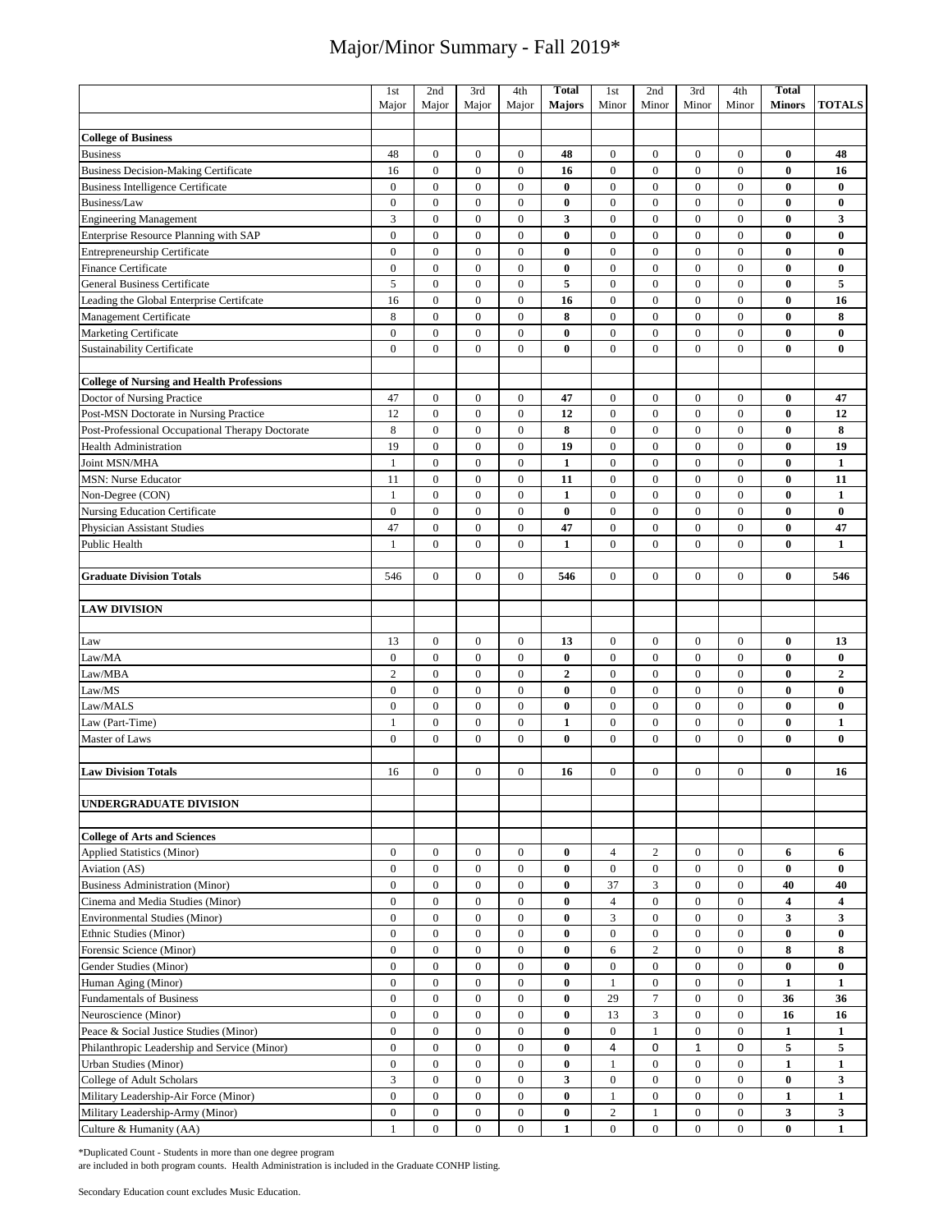# Major/Minor Summary - Fall 2019*

| | 1st Major | 2nd Major | 3rd Major | 4th Major | Total Majors | 1st Minor | 2nd Minor | 3rd Minor | 4th Minor | Total Minors | TOTALS |
|---|---|---|---|---|---|---|---|---|---|---|---|
| | | | | | | | | | | | |
| **College of Business** | | | | | | | | | | | |
| Business | 48 | 0 | 0 | 0 | **48** | 0 | 0 | 0 | 0 | **0** | **48** |
| Business Decision-Making Certificate | 16 | 0 | 0 | 0 | **16** | 0 | 0 | 0 | 0 | **0** | **16** |
| Business Intelligence Certificate | 0 | 0 | 0 | 0 | **0** | 0 | 0 | 0 | 0 | **0** | **0** |
| Business/Law | 0 | 0 | 0 | 0 | **0** | 0 | 0 | 0 | 0 | **0** | **0** |
| Engineering Management | 3 | 0 | 0 | 0 | **3** | 0 | 0 | 0 | 0 | **0** | **3** |
| Enterprise Resource Planning with SAP | 0 | 0 | 0 | 0 | **0** | 0 | 0 | 0 | 0 | **0** | **0** |
| Entrepreneurship Certificate | 0 | 0 | 0 | 0 | **0** | 0 | 0 | 0 | 0 | **0** | **0** |
| Finance Certificate | 0 | 0 | 0 | 0 | **0** | 0 | 0 | 0 | 0 | **0** | **0** |
| General Business Certificate | 5 | 0 | 0 | 0 | **5** | 0 | 0 | 0 | 0 | **0** | **5** |
| Leading the Global Enterprise Certifcate | 16 | 0 | 0 | 0 | **16** | 0 | 0 | 0 | 0 | **0** | **16** |
| Management Certificate | 8 | 0 | 0 | 0 | **8** | 0 | 0 | 0 | 0 | **0** | **8** |
| Marketing Certificate | 0 | 0 | 0 | 0 | **0** | 0 | 0 | 0 | 0 | **0** | **0** |
| Sustainability Certificate | 0 | 0 | 0 | 0 | **0** | 0 | 0 | 0 | 0 | **0** | **0** |
| | | | | | | | | | | | |
| **College of Nursing and Health Professions** | | | | | | | | | | | |
| Doctor of Nursing Practice | 47 | 0 | 0 | 0 | **47** | 0 | 0 | 0 | 0 | **0** | **47** |
| Post-MSN Doctorate in Nursing Practice | 12 | 0 | 0 | 0 | **12** | 0 | 0 | 0 | 0 | **0** | **12** |
| Post-Professional Occupational Therapy Doctorate | 8 | 0 | 0 | 0 | **8** | 0 | 0 | 0 | 0 | **0** | **8** |
| Health Administration | 19 | 0 | 0 | 0 | **19** | 0 | 0 | 0 | 0 | **0** | **19** |
| Joint MSN/MHA | 1 | 0 | 0 | 0 | **1** | 0 | 0 | 0 | 0 | **0** | **1** |
| MSN: Nurse Educator | 11 | 0 | 0 | 0 | **11** | 0 | 0 | 0 | 0 | **0** | **11** |
| Non-Degree (CON) | 1 | 0 | 0 | 0 | **1** | 0 | 0 | 0 | 0 | **0** | **1** |
| Nursing Education Certificate | 0 | 0 | 0 | 0 | **0** | 0 | 0 | 0 | 0 | **0** | **0** |
| Physician Assistant Studies | 47 | 0 | 0 | 0 | **47** | 0 | 0 | 0 | 0 | **0** | **47** |
| Public Health | 1 | 0 | 0 | 0 | **1** | 0 | 0 | 0 | 0 | **0** | **1** |
| | | | | | | | | | | | |
| **Graduate Division Totals** | 546 | 0 | 0 | 0 | **546** | 0 | 0 | 0 | 0 | **0** | **546** |
| | | | | | | | | | | | |
| **LAW DIVISION** | | | | | | | | | | | |
| | | | | | | | | | | | |
| Law | 13 | 0 | 0 | 0 | **13** | 0 | 0 | 0 | 0 | **0** | **13** |
| Law/MA | 0 | 0 | 0 | 0 | **0** | 0 | 0 | 0 | 0 | **0** | **0** |
| Law/MBA | 2 | 0 | 0 | 0 | **2** | 0 | 0 | 0 | 0 | **0** | **2** |
| Law/MS | 0 | 0 | 0 | 0 | **0** | 0 | 0 | 0 | 0 | **0** | **0** |
| Law/MALS | 0 | 0 | 0 | 0 | **0** | 0 | 0 | 0 | 0 | **0** | **0** |
| Law (Part-Time) | 1 | 0 | 0 | 0 | **1** | 0 | 0 | 0 | 0 | **0** | **1** |
| Master of Laws | 0 | 0 | 0 | 0 | **0** | 0 | 0 | 0 | 0 | **0** | **0** |
| | | | | | | | | | | | |
| **Law Division Totals** | 16 | 0 | 0 | 0 | **16** | 0 | 0 | 0 | 0 | **0** | **16** |
| | | | | | | | | | | | |
| **UNDERGRADUATE DIVISION** | | | | | | | | | | | |
| | | | | | | | | | | | |
| **College of Arts and Sciences** | | | | | | | | | | | |
| Applied Statistics (Minor) | 0 | 0 | 0 | 0 | **0** | 4 | 2 | 0 | 0 | **6** | **6** |
| Aviation (AS) | 0 | 0 | 0 | 0 | **0** | 0 | 0 | 0 | 0 | **0** | **0** |
| Business Administration (Minor) | 0 | 0 | 0 | 0 | **0** | 37 | 3 | 0 | 0 | **40** | **40** |
| Cinema and Media Studies (Minor) | 0 | 0 | 0 | 0 | **0** | 4 | 0 | 0 | 0 | **4** | **4** |
| Environmental Studies (Minor) | 0 | 0 | 0 | 0 | **0** | 3 | 0 | 0 | 0 | **3** | **3** |
| Ethnic Studies (Minor) | 0 | 0 | 0 | 0 | **0** | 0 | 0 | 0 | 0 | **0** | **0** |
| Forensic Science (Minor) | 0 | 0 | 0 | 0 | **0** | 6 | 2 | 0 | 0 | **8** | **8** |
| Gender Studies (Minor) | 0 | 0 | 0 | 0 | **0** | 0 | 0 | 0 | 0 | **0** | **0** |
| Human Aging (Minor) | 0 | 0 | 0 | 0 | **0** | 1 | 0 | 0 | 0 | **1** | **1** |
| Fundamentals of Business | 0 | 0 | 0 | 0 | **0** | 29 | 7 | 0 | 0 | **36** | **36** |
| Neuroscience (Minor) | 0 | 0 | 0 | 0 | **0** | 13 | 3 | 0 | 0 | **16** | **16** |
| Peace & Social Justice Studies (Minor) | 0 | 0 | 0 | 0 | **0** | 0 | 1 | 0 | 0 | **1** | **1** |
| Philanthropic Leadership and Service (Minor) | 0 | 0 | 0 | 0 | **0** | 4 | 0 | 1 | 0 | **5** | **5** |
| Urban Studies (Minor) | 0 | 0 | 0 | 0 | **0** | 1 | 0 | 0 | 0 | **1** | **1** |
| College of Adult Scholars | 3 | 0 | 0 | 0 | **3** | 0 | 0 | 0 | 0 | **0** | **3** |
| Military Leadership-Air Force (Minor) | 0 | 0 | 0 | 0 | **0** | 1 | 0 | 0 | 0 | **1** | **1** |
| Military Leadership-Army (Minor) | 0 | 0 | 0 | 0 | **0** | 2 | 1 | 0 | 0 | **3** | **3** |
| Culture & Humanity (AA) | 1 | 0 | 0 | 0 | **1** | 0 | 0 | 0 | 0 | **0** | **1** |

*Duplicated Count - Students in more than one degree program are included in both program counts. Health Administration is included in the Graduate CONHP listing.

Secondary Education count excludes Music Education.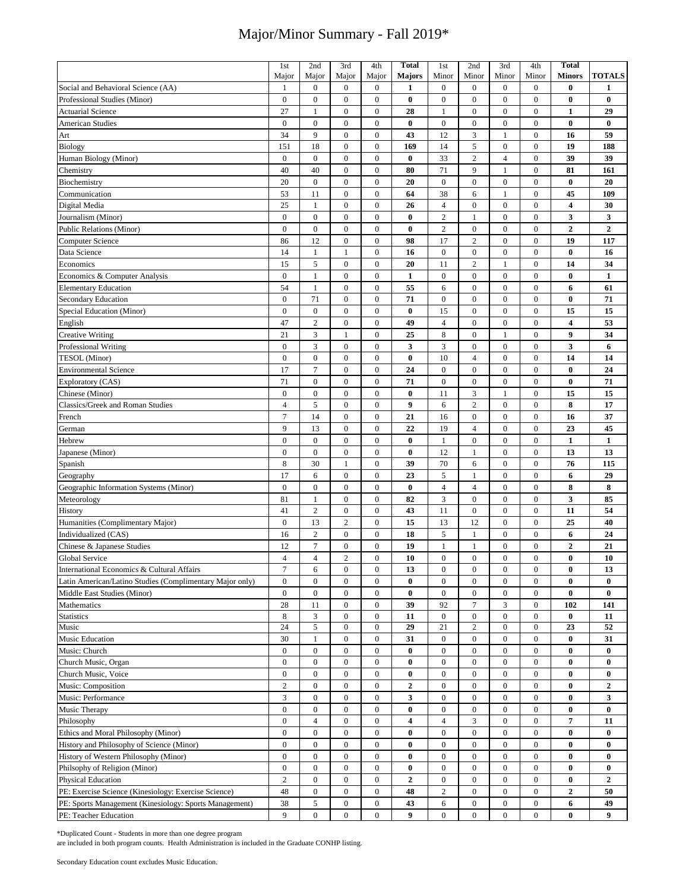# Major/Minor Summary - Fall 2019*

| | 1st Major | 2nd Major | 3rd Major | 4th Major | **Total Majors** | 1st Minor | 2nd Minor | 3rd Minor | 4th Minor | **Total Minors** | **TOTALS** |
|---|---|---|---|---|---|---|---|---|---|---|---|
| Social and Behavioral Science (AA) | 1 | 0 | 0 | 0 | **1** | 0 | 0 | 0 | 0 | **0** | **1** |
| Professional Studies (Minor) | 0 | 0 | 0 | 0 | **0** | 0 | 0 | 0 | 0 | **0** | **0** |
| Actuarial Science | 27 | 1 | 0 | 0 | **28** | 1 | 0 | 0 | 0 | **1** | **29** |
| American Studies | 0 | 0 | 0 | 0 | **0** | 0 | 0 | 0 | 0 | **0** | **0** |
| Art | 34 | 9 | 0 | 0 | **43** | 12 | 3 | 1 | 0 | **16** | **59** |
| Biology | 151 | 18 | 0 | 0 | **169** | 14 | 5 | 0 | 0 | **19** | **188** |
| Human Biology (Minor) | 0 | 0 | 0 | 0 | **0** | 33 | 2 | 4 | 0 | **39** | **39** |
| Chemistry | 40 | 40 | 0 | 0 | **80** | 71 | 9 | 1 | 0 | **81** | **161** |
| Biochemistry | 20 | 0 | 0 | 0 | **20** | 0 | 0 | 0 | 0 | **0** | **20** |
| Communication | 53 | 11 | 0 | 0 | **64** | 38 | 6 | 1 | 0 | **45** | **109** |
| Digital Media | 25 | 1 | 0 | 0 | **26** | 4 | 0 | 0 | 0 | **4** | **30** |
| Journalism (Minor) | 0 | 0 | 0 | 0 | **0** | 2 | 1 | 0 | 0 | **3** | **3** |
| Public Relations (Minor) | 0 | 0 | 0 | 0 | **0** | 2 | 0 | 0 | 0 | **2** | **2** |
| Computer Science | 86 | 12 | 0 | 0 | **98** | 17 | 2 | 0 | 0 | **19** | **117** |
| Data Science | 14 | 1 | 1 | 0 | **16** | 0 | 0 | 0 | 0 | **0** | **16** |
| Economics | 15 | 5 | 0 | 0 | **20** | 11 | 2 | 1 | 0 | **14** | **34** |
| Economics & Computer Analysis | 0 | 1 | 0 | 0 | **1** | 0 | 0 | 0 | 0 | **0** | **1** |
| Elementary Education | 54 | 1 | 0 | 0 | **55** | 6 | 0 | 0 | 0 | **6** | **61** |
| Secondary Education | 0 | 71 | 0 | 0 | **71** | 0 | 0 | 0 | 0 | **0** | **71** |
| Special Education (Minor) | 0 | 0 | 0 | 0 | **0** | 15 | 0 | 0 | 0 | **15** | **15** |
| English | 47 | 2 | 0 | 0 | **49** | 4 | 0 | 0 | 0 | **4** | **53** |
| Creative Writing | 21 | 3 | 1 | 0 | **25** | 8 | 0 | 1 | 0 | **9** | **34** |
| Professional Writing | 0 | 3 | 0 | 0 | **3** | 3 | 0 | 0 | 0 | **3** | **6** |
| TESOL (Minor) | 0 | 0 | 0 | 0 | **0** | 10 | 4 | 0 | 0 | **14** | **14** |
| Environmental Science | 17 | 7 | 0 | 0 | **24** | 0 | 0 | 0 | 0 | **0** | **24** |
| Exploratory (CAS) | 71 | 0 | 0 | 0 | **71** | 0 | 0 | 0 | 0 | **0** | **71** |
| Chinese (Minor) | 0 | 0 | 0 | 0 | **0** | 11 | 3 | 1 | 0 | **15** | **15** |
| Classics/Greek and Roman Studies | 4 | 5 | 0 | 0 | **9** | 6 | 2 | 0 | 0 | **8** | **17** |
| French | 7 | 14 | 0 | 0 | **21** | 16 | 0 | 0 | 0 | **16** | **37** |
| German | 9 | 13 | 0 | 0 | **22** | 19 | 4 | 0 | 0 | **23** | **45** |
| Hebrew | 0 | 0 | 0 | 0 | **0** | 1 | 0 | 0 | 0 | **1** | **1** |
| Japanese (Minor) | 0 | 0 | 0 | 0 | **0** | 12 | 1 | 0 | 0 | **13** | **13** |
| Spanish | 8 | 30 | 1 | 0 | **39** | 70 | 6 | 0 | 0 | **76** | **115** |
| Geography | 17 | 6 | 0 | 0 | **23** | 5 | 1 | 0 | 0 | **6** | **29** |
| Geographic Information Systems (Minor) | 0 | 0 | 0 | 0 | **0** | 4 | 4 | 0 | 0 | **8** | **8** |
| Meteorology | 81 | 1 | 0 | 0 | **82** | 3 | 0 | 0 | 0 | **3** | **85** |
| History | 41 | 2 | 0 | 0 | **43** | 11 | 0 | 0 | 0 | **11** | **54** |
| Humanities (Complimentary Major) | 0 | 13 | 2 | 0 | **15** | 13 | 12 | 0 | 0 | **25** | **40** |
| Individualized (CAS) | 16 | 2 | 0 | 0 | **18** | 5 | 1 | 0 | 0 | **6** | **24** |
| Chinese & Japanese Studies | 12 | 7 | 0 | 0 | **19** | 1 | 1 | 0 | 0 | **2** | **21** |
| Global Service | 4 | 4 | 2 | 0 | **10** | 0 | 0 | 0 | 0 | **0** | **10** |
| International Economics & Cultural Affairs | 7 | 6 | 0 | 0 | **13** | 0 | 0 | 0 | 0 | **0** | **13** |
| Latin American/Latino Studies (Complimentary Major only) | 0 | 0 | 0 | 0 | **0** | 0 | 0 | 0 | 0 | **0** | **0** |
| Middle East Studies (Minor) | 0 | 0 | 0 | 0 | **0** | 0 | 0 | 0 | 0 | **0** | **0** |
| Mathematics | 28 | 11 | 0 | 0 | **39** | 92 | 7 | 3 | 0 | **102** | **141** |
| Statistics | 8 | 3 | 0 | 0 | **11** | 0 | 0 | 0 | 0 | **0** | **11** |
| Music | 24 | 5 | 0 | 0 | **29** | 21 | 2 | 0 | 0 | **23** | **52** |
| Music Education | 30 | 1 | 0 | 0 | **31** | 0 | 0 | 0 | 0 | **0** | **31** |
| Music: Church | 0 | 0 | 0 | 0 | **0** | 0 | 0 | 0 | 0 | **0** | **0** |
| Church Music, Organ | 0 | 0 | 0 | 0 | **0** | 0 | 0 | 0 | 0 | **0** | **0** |
| Church Music, Voice | 0 | 0 | 0 | 0 | **0** | 0 | 0 | 0 | 0 | **0** | **0** |
| Music: Composition | 2 | 0 | 0 | 0 | **2** | 0 | 0 | 0 | 0 | **0** | **2** |
| Music: Performance | 3 | 0 | 0 | 0 | **3** | 0 | 0 | 0 | 0 | **0** | **3** |
| Music Therapy | 0 | 0 | 0 | 0 | **0** | 0 | 0 | 0 | 0 | **0** | **0** |
| Philosophy | 0 | 4 | 0 | 0 | **4** | 4 | 3 | 0 | 0 | **7** | **11** |
| Ethics and Moral Philosophy (Minor) | 0 | 0 | 0 | 0 | **0** | 0 | 0 | 0 | 0 | **0** | **0** |
| History and Philosophy of Science (Minor) | 0 | 0 | 0 | 0 | **0** | 0 | 0 | 0 | 0 | **0** | **0** |
| History of Western Philosophy (Minor) | 0 | 0 | 0 | 0 | **0** | 0 | 0 | 0 | 0 | **0** | **0** |
| Philsophy of Religion (Minor) | 0 | 0 | 0 | 0 | **0** | 0 | 0 | 0 | 0 | **0** | **0** |
| Physical Education | 2 | 0 | 0 | 0 | **2** | 0 | 0 | 0 | 0 | **0** | **2** |
| PE: Exercise Science (Kinesiology: Exercise Science) | 48 | 0 | 0 | 0 | **48** | 2 | 0 | 0 | 0 | **2** | **50** |
| PE: Sports Management (Kinesiology: Sports Management) | 38 | 5 | 0 | 0 | **43** | 6 | 0 | 0 | 0 | **6** | **49** |
| PE: Teacher Education | 9 | 0 | 0 | 0 | **9** | 0 | 0 | 0 | 0 | **0** | **9** |

*Duplicated Count - Students in more than one degree program
are included in both program counts. Health Administration is included in the Graduate CONHP listing.

Secondary Education count excludes Music Education.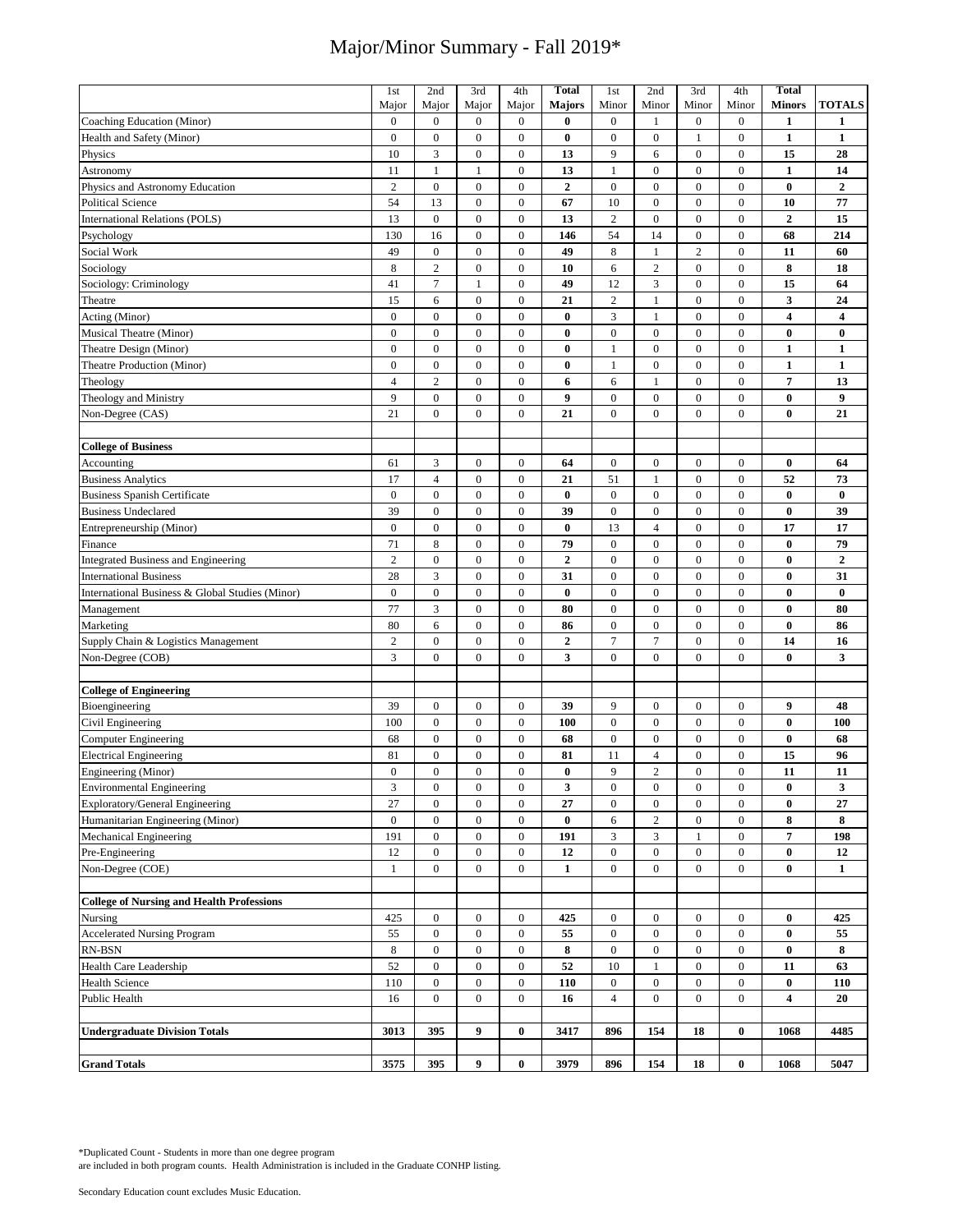# Major/Minor Summary - Fall 2019*

| | 1st Major | 2nd Major | 3rd Major | 4th Major | Total Majors | 1st Minor | 2nd Minor | 3rd Minor | 4th Minor | Total Minors | TOTALS |
|---|---|---|---|---|---|---|---|---|---|---|---|
| Coaching Education (Minor) | 0 | 0 | 0 | 0 | **0** | 0 | 1 | 0 | 0 | **1** | **1** |
| Health and Safety (Minor) | 0 | 0 | 0 | 0 | **0** | 0 | 0 | 1 | 0 | **1** | **1** |
| Physics | 10 | 3 | 0 | 0 | **13** | 9 | 6 | 0 | 0 | **15** | **28** |
| Astronomy | 11 | 1 | 1 | 0 | **13** | 1 | 0 | 0 | 0 | **1** | **14** |
| Physics and Astronomy Education | 2 | 0 | 0 | 0 | **2** | 0 | 0 | 0 | 0 | **0** | **2** |
| Political Science | 54 | 13 | 0 | 0 | **67** | 10 | 0 | 0 | 0 | **10** | **77** |
| International Relations (POLS) | 13 | 0 | 0 | 0 | **13** | 2 | 0 | 0 | 0 | **2** | **15** |
| Psychology | 130 | 16 | 0 | 0 | **146** | 54 | 14 | 0 | 0 | **68** | **214** |
| Social Work | 49 | 0 | 0 | 0 | **49** | 8 | 1 | 2 | 0 | **11** | **60** |
| Sociology | 8 | 2 | 0 | 0 | **10** | 6 | 2 | 0 | 0 | **8** | **18** |
| Sociology: Criminology | 41 | 7 | 1 | 0 | **49** | 12 | 3 | 0 | 0 | **15** | **64** |
| Theatre | 15 | 6 | 0 | 0 | **21** | 2 | 1 | 0 | 0 | **3** | **24** |
| Acting (Minor) | 0 | 0 | 0 | 0 | **0** | 3 | 1 | 0 | 0 | **4** | **4** |
| Musical Theatre (Minor) | 0 | 0 | 0 | 0 | **0** | 0 | 0 | 0 | 0 | **0** | **0** |
| Theatre Design (Minor) | 0 | 0 | 0 | 0 | **0** | 1 | 0 | 0 | 0 | **1** | **1** |
| Theatre Production (Minor) | 0 | 0 | 0 | 0 | **0** | 1 | 0 | 0 | 0 | **1** | **1** |
| Theology | 4 | 2 | 0 | 0 | **6** | 6 | 1 | 0 | 0 | **7** | **13** |
| Theology and Ministry | 9 | 0 | 0 | 0 | **9** | 0 | 0 | 0 | 0 | **0** | **9** |
| Non-Degree (CAS) | 21 | 0 | 0 | 0 | **21** | 0 | 0 | 0 | 0 | **0** | **21** |
| | | | | | | | | | | | |
| **College of Business** | | | | | | | | | | | |
| Accounting | 61 | 3 | 0 | 0 | **64** | 0 | 0 | 0 | 0 | **0** | **64** |
| Business Analytics | 17 | 4 | 0 | 0 | **21** | 51 | 1 | 0 | 0 | **52** | **73** |
| Business Spanish Certificate | 0 | 0 | 0 | 0 | **0** | 0 | 0 | 0 | 0 | **0** | **0** |
| Business Undeclared | 39 | 0 | 0 | 0 | **39** | 0 | 0 | 0 | 0 | **0** | **39** |
| Entrepreneurship (Minor) | 0 | 0 | 0 | 0 | **0** | 13 | 4 | 0 | 0 | **17** | **17** |
| Finance | 71 | 8 | 0 | 0 | **79** | 0 | 0 | 0 | 0 | **0** | **79** |
| Integrated Business and Engineering | 2 | 0 | 0 | 0 | **2** | 0 | 0 | 0 | 0 | **0** | **2** |
| International Business | 28 | 3 | 0 | 0 | **31** | 0 | 0 | 0 | 0 | **0** | **31** |
| International Business & Global Studies (Minor) | 0 | 0 | 0 | 0 | **0** | 0 | 0 | 0 | 0 | **0** | **0** |
| Management | 77 | 3 | 0 | 0 | **80** | 0 | 0 | 0 | 0 | **0** | **80** |
| Marketing | 80 | 6 | 0 | 0 | **86** | 0 | 0 | 0 | 0 | **0** | **86** |
| Supply Chain & Logistics Management | 2 | 0 | 0 | 0 | **2** | 7 | 7 | 0 | 0 | **14** | **16** |
| Non-Degree (COB) | 3 | 0 | 0 | 0 | **3** | 0 | 0 | 0 | 0 | **0** | **3** |
| | | | | | | | | | | | |
| **College of Engineering** | | | | | | | | | | | |
| Bioengineering | 39 | 0 | 0 | 0 | **39** | 9 | 0 | 0 | 0 | **9** | **48** |
| Civil Engineering | 100 | 0 | 0 | 0 | **100** | 0 | 0 | 0 | 0 | **0** | **100** |
| Computer Engineering | 68 | 0 | 0 | 0 | **68** | 0 | 0 | 0 | 0 | **0** | **68** |
| Electrical Engineering | 81 | 0 | 0 | 0 | **81** | 11 | 4 | 0 | 0 | **15** | **96** |
| Engineering (Minor) | 0 | 0 | 0 | 0 | **0** | 9 | 2 | 0 | 0 | **11** | **11** |
| Environmental Engineering | 3 | 0 | 0 | 0 | **3** | 0 | 0 | 0 | 0 | **0** | **3** |
| Exploratory/General Engineering | 27 | 0 | 0 | 0 | **27** | 0 | 0 | 0 | 0 | **0** | **27** |
| Humanitarian Engineering (Minor) | 0 | 0 | 0 | 0 | **0** | 6 | 2 | 0 | 0 | **8** | **8** |
| Mechanical Engineering | 191 | 0 | 0 | 0 | **191** | 3 | 3 | 1 | 0 | **7** | **198** |
| Pre-Engineering | 12 | 0 | 0 | 0 | **12** | 0 | 0 | 0 | 0 | **0** | **12** |
| Non-Degree (COE) | 1 | 0 | 0 | 0 | **1** | 0 | 0 | 0 | 0 | **0** | **1** |
| | | | | | | | | | | | |
| **College of Nursing and Health Professions** | | | | | | | | | | | |
| Nursing | 425 | 0 | 0 | 0 | **425** | 0 | 0 | 0 | 0 | **0** | **425** |
| Accelerated Nursing Program | 55 | 0 | 0 | 0 | **55** | 0 | 0 | 0 | 0 | **0** | **55** |
| RN-BSN | 8 | 0 | 0 | 0 | **8** | 0 | 0 | 0 | 0 | **0** | **8** |
| Health Care Leadership | 52 | 0 | 0 | 0 | **52** | 10 | 1 | 0 | 0 | **11** | **63** |
| Health Science | 110 | 0 | 0 | 0 | **110** | 0 | 0 | 0 | 0 | **0** | **110** |
| Public Health | 16 | 0 | 0 | 0 | **16** | 4 | 0 | 0 | 0 | **4** | **20** |
| | | | | | | | | | | | |
| **Undergraduate Division Totals** | **3013** | **395** | **9** | **0** | **3417** | **896** | **154** | **18** | **0** | **1068** | **4485** |
| | | | | | | | | | | | |
| **Grand Totals** | **3575** | **395** | **9** | **0** | **3979** | **896** | **154** | **18** | **0** | **1068** | **5047** |

*Duplicated Count - Students in more than one degree program
are included in both program counts. Health Administration is included in the Graduate CONHP listing.

Secondary Education count excludes Music Education.